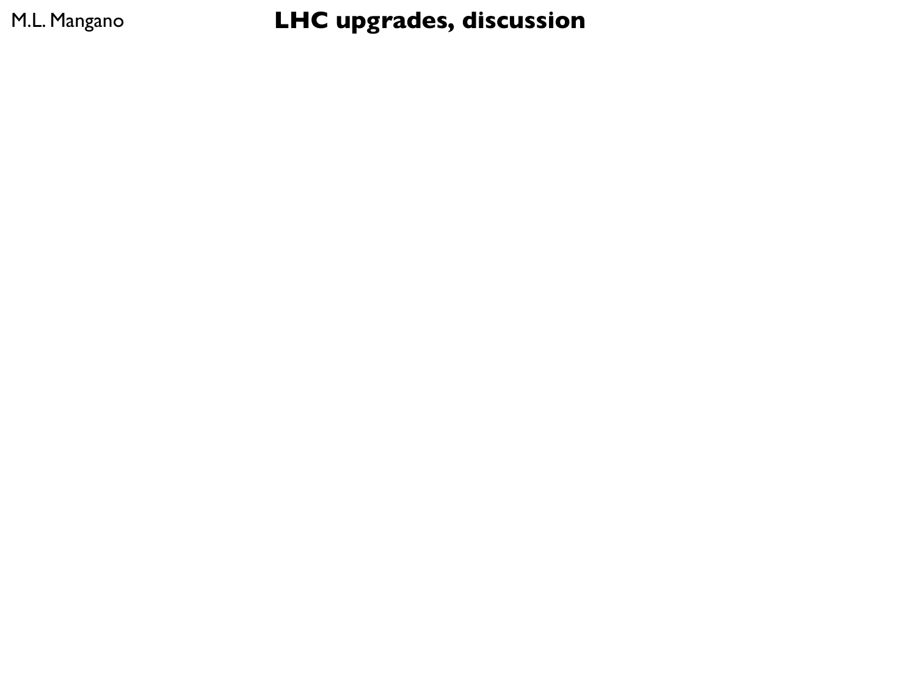M.L. Mangano

# LHC upgrades, discussion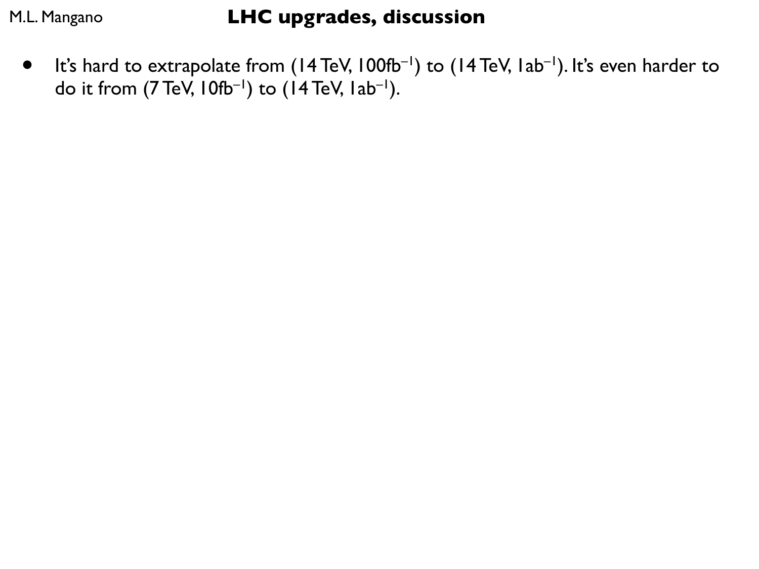# LHC upgrades, discussion

- It's hard to extrapolate from (14 TeV, 100fb$^{-1}$) to (14 TeV, 1ab$^{-1}$). It's even harder to do it from (7 TeV, 10fb$^{-1}$) to (14 TeV, 1ab$^{-1}$).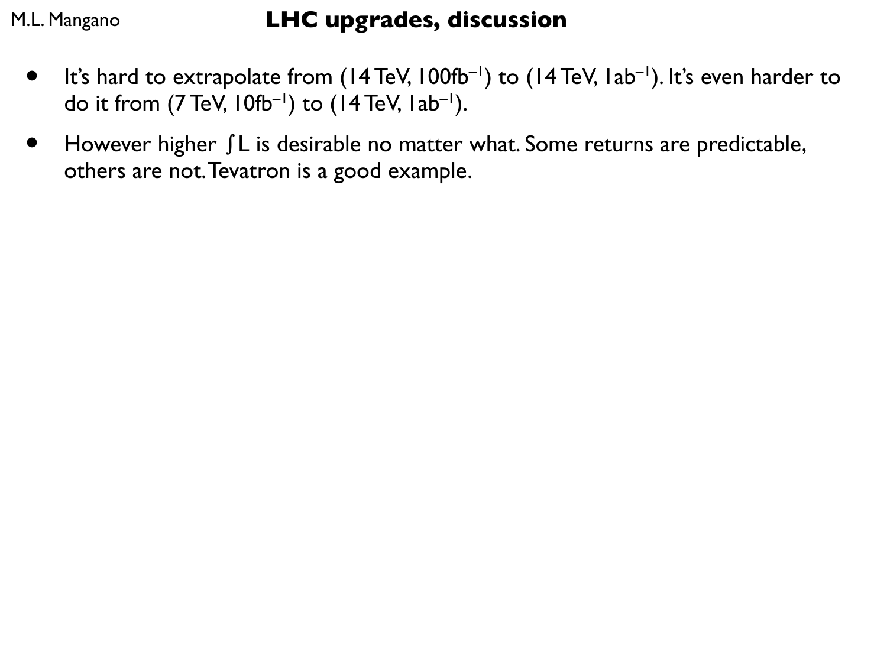# LHC upgrades, discussion

- It's hard to extrapolate from (14 TeV, 100fb$^{-1}$) to (14 TeV, 1ab$^{-1}$). It's even harder to do it from (7 TeV, 10fb$^{-1}$) to (14 TeV, 1ab$^{-1}$).
- However higher $\int L$ is desirable no matter what. Some returns are predictable, others are not. Tevatron is a good example.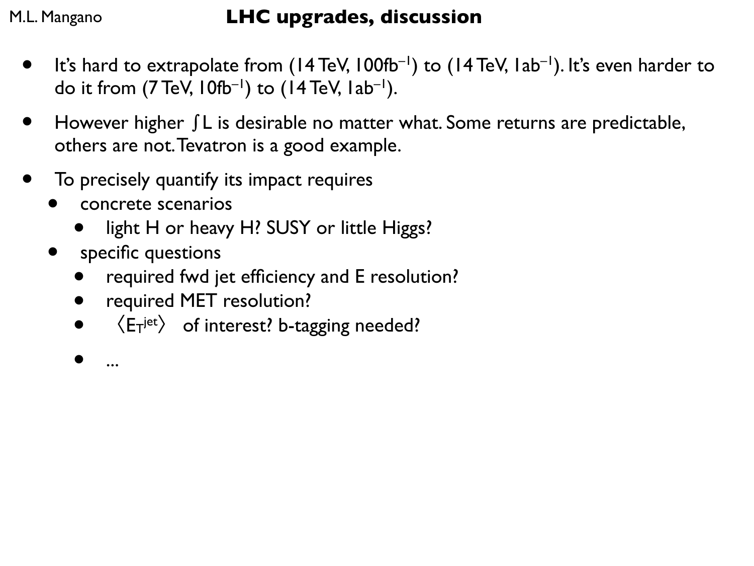# LHC upgrades, discussion

- It's hard to extrapolate from (14 TeV, 100fb$^{-1}$) to (14 TeV, 1ab$^{-1}$). It's even harder to do it from (7 TeV, 10fb$^{-1}$) to (14 TeV, 1ab$^{-1}$).
- However higher $\int L$ is desirable no matter what. Some returns are predictable, others are not. Tevatron is a good example.
- To precisely quantify its impact requires
  - concrete scenarios
    - light H or heavy H? SUSY or little Higgs?
  - specific questions
    - required fwd jet efficiency and E resolution?
    - required MET resolution?
    - $\langle E_T^{jet} \rangle$ of interest? b-tagging needed?
    - ...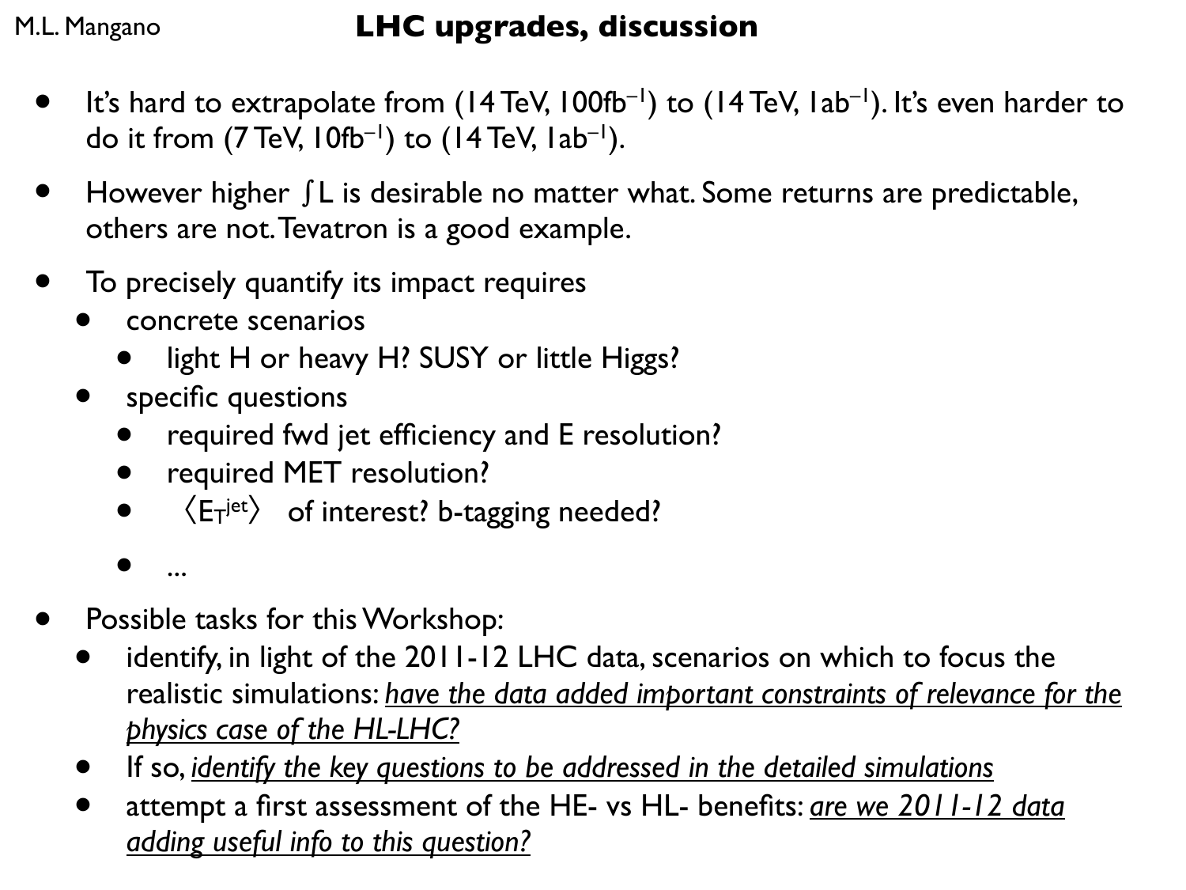# LHC upgrades, discussion

- It's hard to extrapolate from (14 TeV, 100fb$^{-1}$) to (14 TeV, 1ab$^{-1}$). It's even harder to do it from (7 TeV, 10fb$^{-1}$) to (14 TeV, 1ab$^{-1}$).
- However higher $\int L$ is desirable no matter what. Some returns are predictable, others are not. Tevatron is a good example.
- To precisely quantify its impact requires
  - concrete scenarios
    - light H or heavy H? SUSY or little Higgs?
  - specific questions
    - required fwd jet efficiency and E resolution?
    - required MET resolution?
    - $\langle E_T^{jet} \rangle$ of interest? b-tagging needed?
    - ...
- Possible tasks for this Workshop:
  - identify, in light of the 2011-12 LHC data, scenarios on which to focus the realistic simulations: *have the data added important constraints of relevance for the physics case of the HL-LHC?*
  - If so, *identify the key questions to be addressed in the detailed simulations*
  - attempt a first assessment of the HE- vs HL- benefits: *are we 2011-12 data adding useful info to this question?*